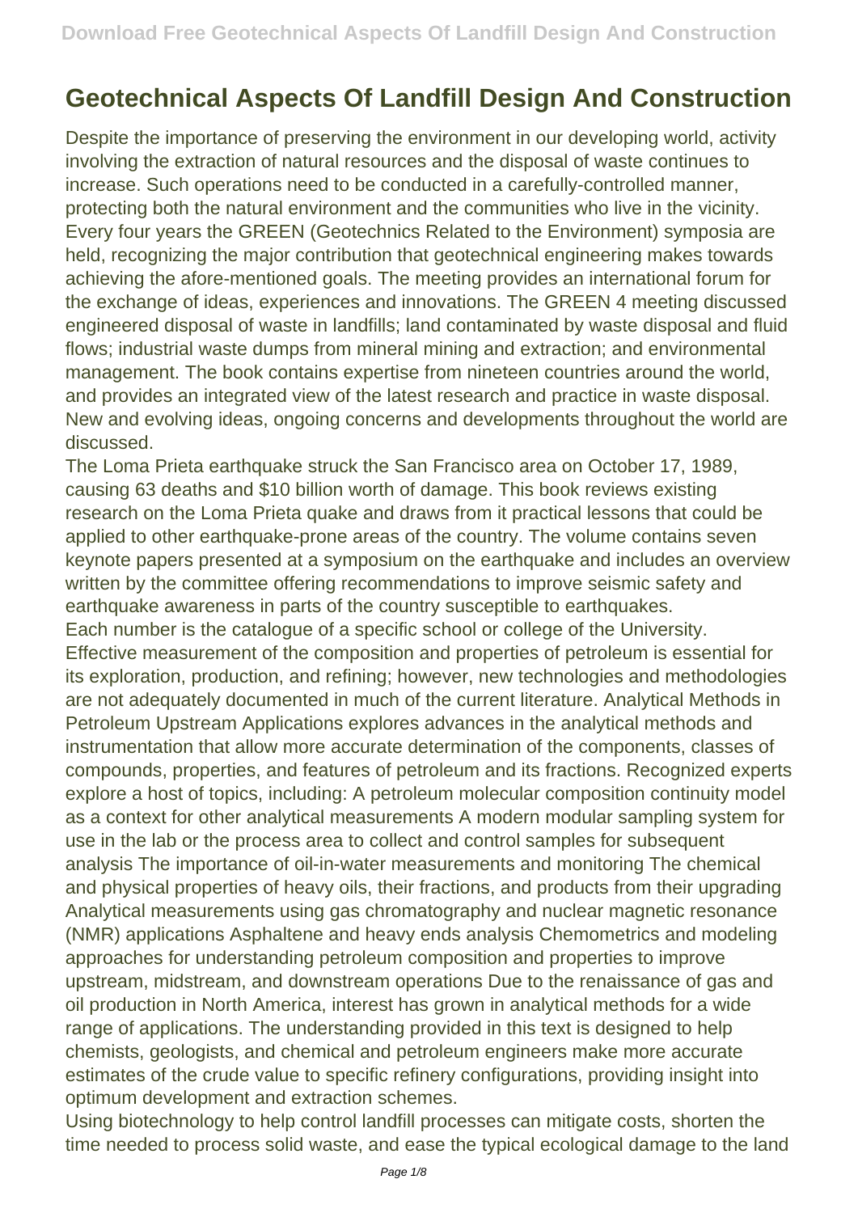# Geotechnical Aspects Of Landfill Design And Construction

Despite the importance of preserving the environment in our developing world, activity involving the extraction of natural resources and the disposal of waste continues to increase. Such operations need to be conducted in a carefully-controlled manner, protecting both the natural environment and the communities who live in the vicinity. Every four years the GREEN (Geotechnics Related to the Environment) symposia are held, recognizing the major contribution that geotechnical engineering makes towards achieving the afore-mentioned goals. The meeting provides an international forum for the exchange of ideas, experiences and innovations. The GREEN 4 meeting discussed engineered disposal of waste in landfills; land contaminated by waste disposal and fluid flows; industrial waste dumps from mineral mining and extraction; and environmental management. The book contains expertise from nineteen countries around the world, and provides an integrated view of the latest research and practice in waste disposal. New and evolving ideas, ongoing concerns and developments throughout the world are discussed.

The Loma Prieta earthquake struck the San Francisco area on October 17, 1989, causing 63 deaths and $10 billion worth of damage. This book reviews existing research on the Loma Prieta quake and draws from it practical lessons that could be applied to other earthquake-prone areas of the country. The volume contains seven keynote papers presented at a symposium on the earthquake and includes an overview written by the committee offering recommendations to improve seismic safety and earthquake awareness in parts of the country susceptible to earthquakes.

Each number is the catalogue of a specific school or college of the University.

Effective measurement of the composition and properties of petroleum is essential for its exploration, production, and refining; however, new technologies and methodologies are not adequately documented in much of the current literature. Analytical Methods in Petroleum Upstream Applications explores advances in the analytical methods and instrumentation that allow more accurate determination of the components, classes of compounds, properties, and features of petroleum and its fractions. Recognized experts explore a host of topics, including: A petroleum molecular composition continuity model as a context for other analytical measurements A modern modular sampling system for use in the lab or the process area to collect and control samples for subsequent analysis The importance of oil-in-water measurements and monitoring The chemical and physical properties of heavy oils, their fractions, and products from their upgrading Analytical measurements using gas chromatography and nuclear magnetic resonance (NMR) applications Asphaltene and heavy ends analysis Chemometrics and modeling approaches for understanding petroleum composition and properties to improve upstream, midstream, and downstream operations Due to the renaissance of gas and oil production in North America, interest has grown in analytical methods for a wide range of applications. The understanding provided in this text is designed to help chemists, geologists, and chemical and petroleum engineers make more accurate estimates of the crude value to specific refinery configurations, providing insight into optimum development and extraction schemes.

Using biotechnology to help control landfill processes can mitigate costs, shorten the time needed to process solid waste, and ease the typical ecological damage to the land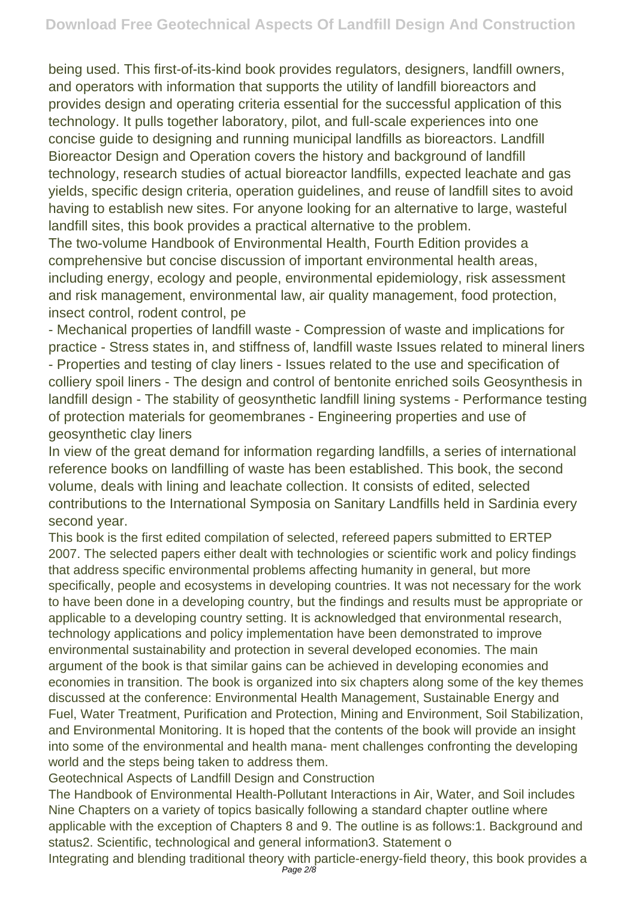being used. This first-of-its-kind book provides regulators, designers, landfill owners, and operators with information that supports the utility of landfill bioreactors and provides design and operating criteria essential for the successful application of this technology. It pulls together laboratory, pilot, and full-scale experiences into one concise guide to designing and running municipal landfills as bioreactors. Landfill Bioreactor Design and Operation covers the history and background of landfill technology, research studies of actual bioreactor landfills, expected leachate and gas yields, specific design criteria, operation guidelines, and reuse of landfill sites to avoid having to establish new sites. For anyone looking for an alternative to large, wasteful landfill sites, this book provides a practical alternative to the problem.

The two-volume Handbook of Environmental Health, Fourth Edition provides a comprehensive but concise discussion of important environmental health areas, including energy, ecology and people, environmental epidemiology, risk assessment and risk management, environmental law, air quality management, food protection, insect control, rodent control, pe

- Mechanical properties of landfill waste - Compression of waste and implications for practice - Stress states in, and stiffness of, landfill waste Issues related to mineral liners - Properties and testing of clay liners - Issues related to the use and specification of colliery spoil liners - The design and control of bentonite enriched soils Geosynthesis in landfill design - The stability of geosynthetic landfill lining systems - Performance testing of protection materials for geomembranes - Engineering properties and use of geosynthetic clay liners

In view of the great demand for information regarding landfills, a series of international reference books on landfilling of waste has been established. This book, the second volume, deals with lining and leachate collection. It consists of edited, selected contributions to the International Symposia on Sanitary Landfills held in Sardinia every second year.

This book is the first edited compilation of selected, refereed papers submitted to ERTEP 2007. The selected papers either dealt with technologies or scientific work and policy findings that address specific environmental problems affecting humanity in general, but more specifically, people and ecosystems in developing countries. It was not necessary for the work to have been done in a developing country, but the findings and results must be appropriate or applicable to a developing country setting. It is acknowledged that environmental research, technology applications and policy implementation have been demonstrated to improve environmental sustainability and protection in several developed economies. The main argument of the book is that similar gains can be achieved in developing economies and economies in transition. The book is organized into six chapters along some of the key themes discussed at the conference: Environmental Health Management, Sustainable Energy and Fuel, Water Treatment, Purification and Protection, Mining and Environment, Soil Stabilization, and Environmental Monitoring. It is hoped that the contents of the book will provide an insight into some of the environmental and health mana- ment challenges confronting the developing world and the steps being taken to address them.

Geotechnical Aspects of Landfill Design and Construction

The Handbook of Environmental Health-Pollutant Interactions in Air, Water, and Soil includes Nine Chapters on a variety of topics basically following a standard chapter outline where applicable with the exception of Chapters 8 and 9. The outline is as follows:1. Background and status2. Scientific, technological and general information3. Statement o

Integrating and blending traditional theory with particle-energy-field theory, this book provides a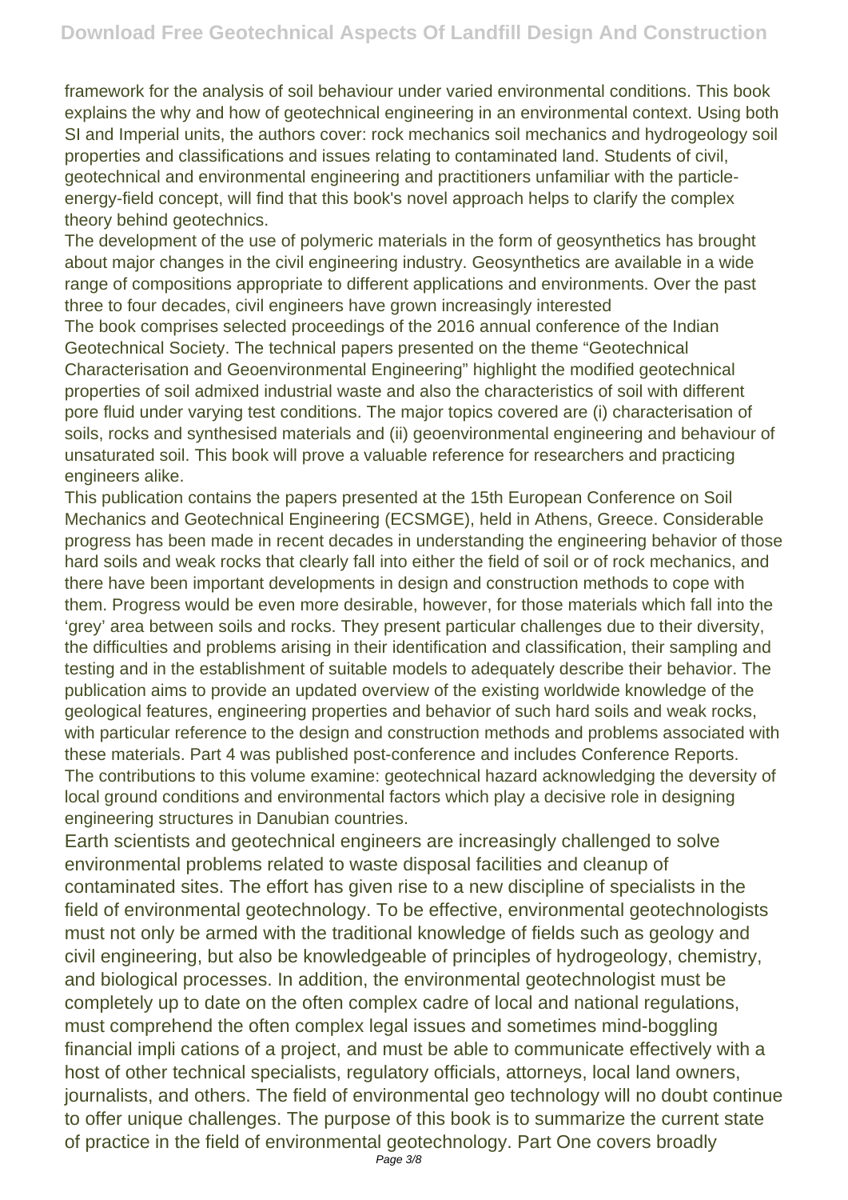framework for the analysis of soil behaviour under varied environmental conditions. This book explains the why and how of geotechnical engineering in an environmental context. Using both SI and Imperial units, the authors cover: rock mechanics soil mechanics and hydrogeology soil properties and classifications and issues relating to contaminated land. Students of civil, geotechnical and environmental engineering and practitioners unfamiliar with the particle-energy-field concept, will find that this book's novel approach helps to clarify the complex theory behind geotechnics.

The development of the use of polymeric materials in the form of geosynthetics has brought about major changes in the civil engineering industry. Geosynthetics are available in a wide range of compositions appropriate to different applications and environments. Over the past three to four decades, civil engineers have grown increasingly interested

The book comprises selected proceedings of the 2016 annual conference of the Indian Geotechnical Society. The technical papers presented on the theme "Geotechnical Characterisation and Geoenvironmental Engineering" highlight the modified geotechnical properties of soil admixed industrial waste and also the characteristics of soil with different pore fluid under varying test conditions. The major topics covered are (i) characterisation of soils, rocks and synthesised materials and (ii) geoenvironmental engineering and behaviour of unsaturated soil. This book will prove a valuable reference for researchers and practicing engineers alike.

This publication contains the papers presented at the 15th European Conference on Soil Mechanics and Geotechnical Engineering (ECSMGE), held in Athens, Greece. Considerable progress has been made in recent decades in understanding the engineering behavior of those hard soils and weak rocks that clearly fall into either the field of soil or of rock mechanics, and there have been important developments in design and construction methods to cope with them. Progress would be even more desirable, however, for those materials which fall into the 'grey' area between soils and rocks. They present particular challenges due to their diversity, the difficulties and problems arising in their identification and classification, their sampling and testing and in the establishment of suitable models to adequately describe their behavior. The publication aims to provide an updated overview of the existing worldwide knowledge of the geological features, engineering properties and behavior of such hard soils and weak rocks, with particular reference to the design and construction methods and problems associated with these materials. Part 4 was published post-conference and includes Conference Reports.

The contributions to this volume examine: geotechnical hazard acknowledging the deversity of local ground conditions and environmental factors which play a decisive role in designing engineering structures in Danubian countries.

Earth scientists and geotechnical engineers are increasingly challenged to solve environmental problems related to waste disposal facilities and cleanup of contaminated sites. The effort has given rise to a new discipline of specialists in the field of environmental geotechnology. To be effective, environmental geotechnologists must not only be armed with the traditional knowledge of fields such as geology and civil engineering, but also be knowledgeable of principles of hydrogeology, chemistry, and biological processes. In addition, the environmental geotechnologist must be completely up to date on the often complex cadre of local and national regulations, must comprehend the often complex legal issues and sometimes mind-boggling financial impli cations of a project, and must be able to communicate effectively with a host of other technical specialists, regulatory officials, attorneys, local land owners, journalists, and others. The field of environmental geo technology will no doubt continue to offer unique challenges. The purpose of this book is to summarize the current state of practice in the field of environmental geotechnology. Part One covers broadly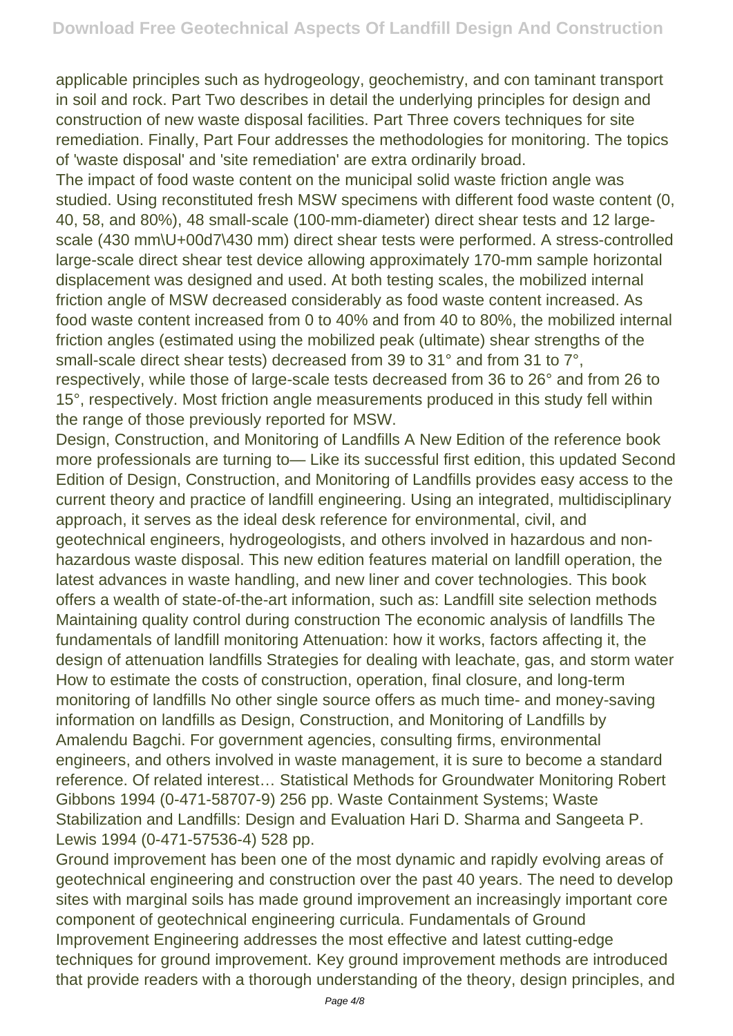applicable principles such as hydrogeology, geochemistry, and con taminant transport in soil and rock. Part Two describes in detail the underlying principles for design and construction of new waste disposal facilities. Part Three covers techniques for site remediation. Finally, Part Four addresses the methodologies for monitoring. The topics of 'waste disposal' and 'site remediation' are extra ordinarily broad.

The impact of food waste content on the municipal solid waste friction angle was studied. Using reconstituted fresh MSW specimens with different food waste content (0, 40, 58, and 80%), 48 small-scale (100-mm-diameter) direct shear tests and 12 large-scale (430 mm\U+00d7\430 mm) direct shear tests were performed. A stress-controlled large-scale direct shear test device allowing approximately 170-mm sample horizontal displacement was designed and used. At both testing scales, the mobilized internal friction angle of MSW decreased considerably as food waste content increased. As food waste content increased from 0 to 40% and from 40 to 80%, the mobilized internal friction angles (estimated using the mobilized peak (ultimate) shear strengths of the small-scale direct shear tests) decreased from 39 to 31° and from 31 to 7°, respectively, while those of large-scale tests decreased from 36 to 26° and from 26 to 15°, respectively. Most friction angle measurements produced in this study fell within the range of those previously reported for MSW.

Design, Construction, and Monitoring of Landfills A New Edition of the reference book more professionals are turning to— Like its successful first edition, this updated Second Edition of Design, Construction, and Monitoring of Landfills provides easy access to the current theory and practice of landfill engineering. Using an integrated, multidisciplinary approach, it serves as the ideal desk reference for environmental, civil, and geotechnical engineers, hydrogeologists, and others involved in hazardous and non-hazardous waste disposal. This new edition features material on landfill operation, the latest advances in waste handling, and new liner and cover technologies. This book offers a wealth of state-of-the-art information, such as: Landfill site selection methods Maintaining quality control during construction The economic analysis of landfills The fundamentals of landfill monitoring Attenuation: how it works, factors affecting it, the design of attenuation landfills Strategies for dealing with leachate, gas, and storm water How to estimate the costs of construction, operation, final closure, and long-term monitoring of landfills No other single source offers as much time- and money-saving information on landfills as Design, Construction, and Monitoring of Landfills by Amalendu Bagchi. For government agencies, consulting firms, environmental engineers, and others involved in waste management, it is sure to become a standard reference. Of related interest… Statistical Methods for Groundwater Monitoring Robert Gibbons 1994 (0-471-58707-9) 256 pp. Waste Containment Systems; Waste Stabilization and Landfills: Design and Evaluation Hari D. Sharma and Sangeeta P. Lewis 1994 (0-471-57536-4) 528 pp.

Ground improvement has been one of the most dynamic and rapidly evolving areas of geotechnical engineering and construction over the past 40 years. The need to develop sites with marginal soils has made ground improvement an increasingly important core component of geotechnical engineering curricula. Fundamentals of Ground Improvement Engineering addresses the most effective and latest cutting-edge techniques for ground improvement. Key ground improvement methods are introduced that provide readers with a thorough understanding of the theory, design principles, and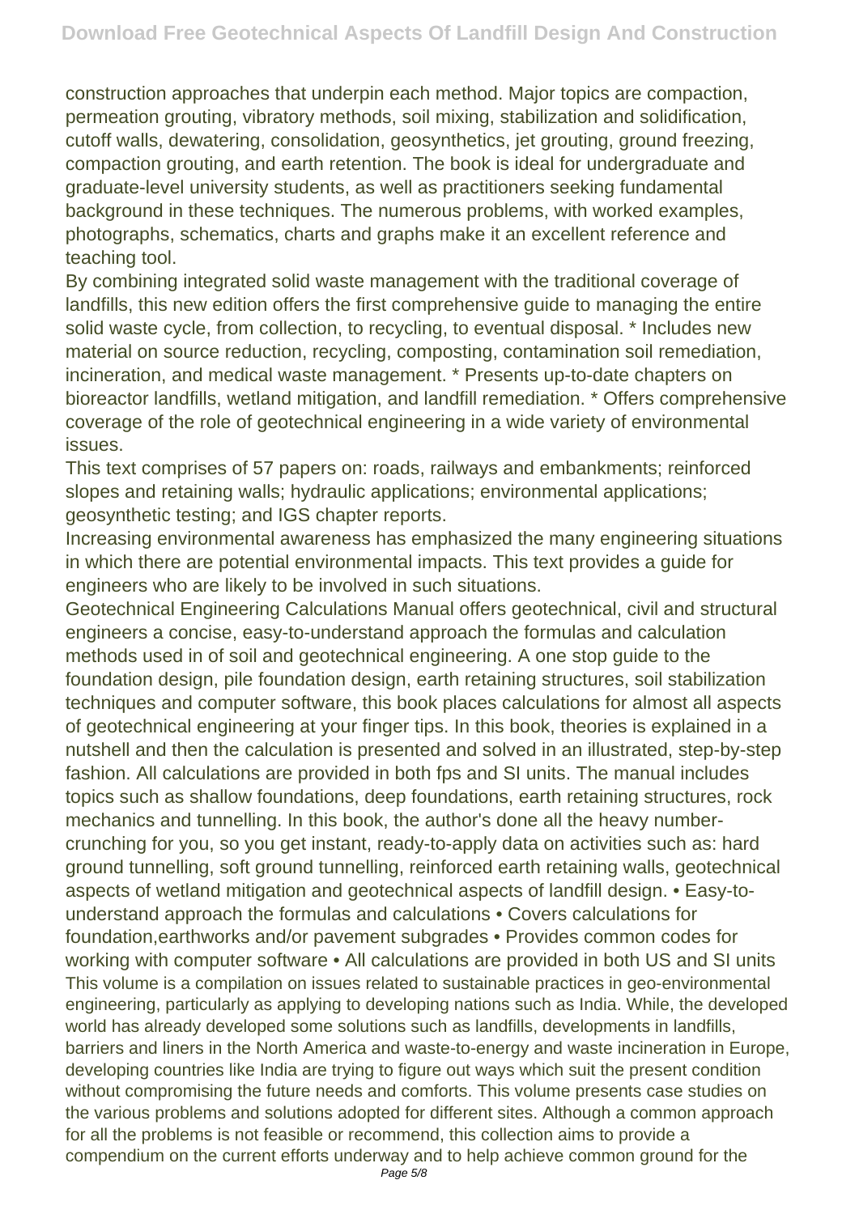construction approaches that underpin each method. Major topics are compaction, permeation grouting, vibratory methods, soil mixing, stabilization and solidification, cutoff walls, dewatering, consolidation, geosynthetics, jet grouting, ground freezing, compaction grouting, and earth retention. The book is ideal for undergraduate and graduate-level university students, as well as practitioners seeking fundamental background in these techniques. The numerous problems, with worked examples, photographs, schematics, charts and graphs make it an excellent reference and teaching tool.

By combining integrated solid waste management with the traditional coverage of landfills, this new edition offers the first comprehensive guide to managing the entire solid waste cycle, from collection, to recycling, to eventual disposal. * Includes new material on source reduction, recycling, composting, contamination soil remediation, incineration, and medical waste management. * Presents up-to-date chapters on bioreactor landfills, wetland mitigation, and landfill remediation. * Offers comprehensive coverage of the role of geotechnical engineering in a wide variety of environmental issues.

This text comprises of 57 papers on: roads, railways and embankments; reinforced slopes and retaining walls; hydraulic applications; environmental applications; geosynthetic testing; and IGS chapter reports.

Increasing environmental awareness has emphasized the many engineering situations in which there are potential environmental impacts. This text provides a guide for engineers who are likely to be involved in such situations.

Geotechnical Engineering Calculations Manual offers geotechnical, civil and structural engineers a concise, easy-to-understand approach the formulas and calculation methods used in of soil and geotechnical engineering. A one stop guide to the foundation design, pile foundation design, earth retaining structures, soil stabilization techniques and computer software, this book places calculations for almost all aspects of geotechnical engineering at your finger tips. In this book, theories is explained in a nutshell and then the calculation is presented and solved in an illustrated, step-by-step fashion. All calculations are provided in both fps and SI units. The manual includes topics such as shallow foundations, deep foundations, earth retaining structures, rock mechanics and tunnelling. In this book, the author's done all the heavy number-crunching for you, so you get instant, ready-to-apply data on activities such as: hard ground tunnelling, soft ground tunnelling, reinforced earth retaining walls, geotechnical aspects of wetland mitigation and geotechnical aspects of landfill design. • Easy-to-understand approach the formulas and calculations • Covers calculations for foundation,earthworks and/or pavement subgrades • Provides common codes for working with computer software • All calculations are provided in both US and SI units

This volume is a compilation on issues related to sustainable practices in geo-environmental engineering, particularly as applying to developing nations such as India. While, the developed world has already developed some solutions such as landfills, developments in landfills, barriers and liners in the North America and waste-to-energy and waste incineration in Europe, developing countries like India are trying to figure out ways which suit the present condition without compromising the future needs and comforts. This volume presents case studies on the various problems and solutions adopted for different sites. Although a common approach for all the problems is not feasible or recommend, this collection aims to provide a compendium on the current efforts underway and to help achieve common ground for the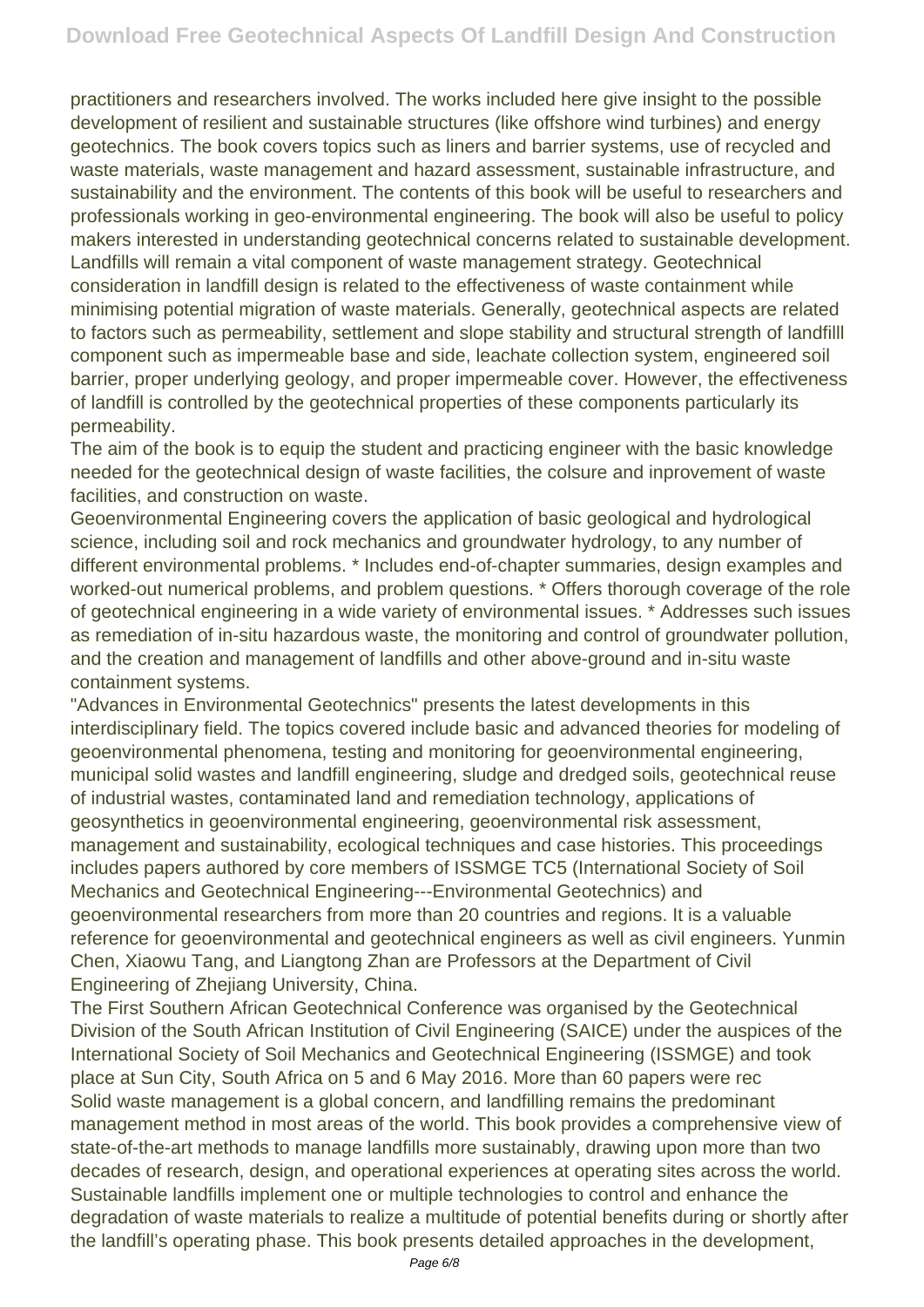practitioners and researchers involved. The works included here give insight to the possible development of resilient and sustainable structures (like offshore wind turbines) and energy geotechnics. The book covers topics such as liners and barrier systems, use of recycled and waste materials, waste management and hazard assessment, sustainable infrastructure, and sustainability and the environment. The contents of this book will be useful to researchers and professionals working in geo-environmental engineering. The book will also be useful to policy makers interested in understanding geotechnical concerns related to sustainable development.

Landfills will remain a vital component of waste management strategy. Geotechnical consideration in landfill design is related to the effectiveness of waste containment while minimising potential migration of waste materials. Generally, geotechnical aspects are related to factors such as permeability, settlement and slope stability and structural strength of landfilll component such as impermeable base and side, leachate collection system, engineered soil barrier, proper underlying geology, and proper impermeable cover. However, the effectiveness of landfill is controlled by the geotechnical properties of these components particularly its permeability.

The aim of the book is to equip the student and practicing engineer with the basic knowledge needed for the geotechnical design of waste facilities, the colsure and inprovement of waste facilities, and construction on waste.

Geoenvironmental Engineering covers the application of basic geological and hydrological science, including soil and rock mechanics and groundwater hydrology, to any number of different environmental problems. * Includes end-of-chapter summaries, design examples and worked-out numerical problems, and problem questions. * Offers thorough coverage of the role of geotechnical engineering in a wide variety of environmental issues. * Addresses such issues as remediation of in-situ hazardous waste, the monitoring and control of groundwater pollution, and the creation and management of landfills and other above-ground and in-situ waste containment systems.

"Advances in Environmental Geotechnics" presents the latest developments in this interdisciplinary field. The topics covered include basic and advanced theories for modeling of geoenvironmental phenomena, testing and monitoring for geoenvironmental engineering, municipal solid wastes and landfill engineering, sludge and dredged soils, geotechnical reuse of industrial wastes, contaminated land and remediation technology, applications of geosynthetics in geoenvironmental engineering, geoenvironmental risk assessment, management and sustainability, ecological techniques and case histories. This proceedings includes papers authored by core members of ISSMGE TC5 (International Society of Soil Mechanics and Geotechnical Engineering---Environmental Geotechnics) and geoenvironmental researchers from more than 20 countries and regions. It is a valuable reference for geoenvironmental and geotechnical engineers as well as civil engineers. Yunmin Chen, Xiaowu Tang, and Liangtong Zhan are Professors at the Department of Civil Engineering of Zhejiang University, China.

The First Southern African Geotechnical Conference was organised by the Geotechnical Division of the South African Institution of Civil Engineering (SAICE) under the auspices of the International Society of Soil Mechanics and Geotechnical Engineering (ISSMGE) and took place at Sun City, South Africa on 5 and 6 May 2016. More than 60 papers were rec

Solid waste management is a global concern, and landfilling remains the predominant management method in most areas of the world. This book provides a comprehensive view of state-of-the-art methods to manage landfills more sustainably, drawing upon more than two decades of research, design, and operational experiences at operating sites across the world. Sustainable landfills implement one or multiple technologies to control and enhance the degradation of waste materials to realize a multitude of potential benefits during or shortly after the landfill's operating phase. This book presents detailed approaches in the development,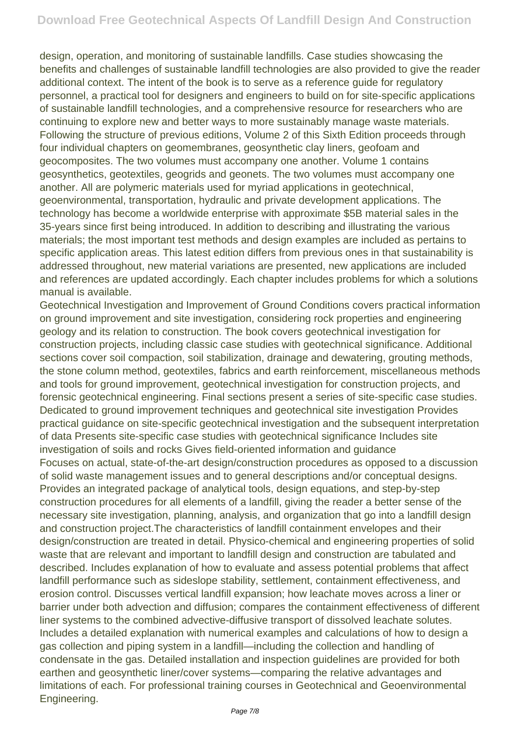design, operation, and monitoring of sustainable landfills. Case studies showcasing the benefits and challenges of sustainable landfill technologies are also provided to give the reader additional context. The intent of the book is to serve as a reference guide for regulatory personnel, a practical tool for designers and engineers to build on for site-specific applications of sustainable landfill technologies, and a comprehensive resource for researchers who are continuing to explore new and better ways to more sustainably manage waste materials.

Following the structure of previous editions, Volume 2 of this Sixth Edition proceeds through four individual chapters on geomembranes, geosynthetic clay liners, geofoam and geocomposites. The two volumes must accompany one another. Volume 1 contains geosynthetics, geotextiles, geogrids and geonets. The two volumes must accompany one another. All are polymeric materials used for myriad applications in geotechnical, geoenvironmental, transportation, hydraulic and private development applications. The technology has become a worldwide enterprise with approximate $5B material sales in the 35-years since first being introduced. In addition to describing and illustrating the various materials; the most important test methods and design examples are included as pertains to specific application areas. This latest edition differs from previous ones in that sustainability is addressed throughout, new material variations are presented, new applications are included and references are updated accordingly. Each chapter includes problems for which a solutions manual is available.

Geotechnical Investigation and Improvement of Ground Conditions covers practical information on ground improvement and site investigation, considering rock properties and engineering geology and its relation to construction. The book covers geotechnical investigation for construction projects, including classic case studies with geotechnical significance. Additional sections cover soil compaction, soil stabilization, drainage and dewatering, grouting methods, the stone column method, geotextiles, fabrics and earth reinforcement, miscellaneous methods and tools for ground improvement, geotechnical investigation for construction projects, and forensic geotechnical engineering. Final sections present a series of site-specific case studies. Dedicated to ground improvement techniques and geotechnical site investigation Provides practical guidance on site-specific geotechnical investigation and the subsequent interpretation of data Presents site-specific case studies with geotechnical significance Includes site investigation of soils and rocks Gives field-oriented information and guidance

Focuses on actual, state-of-the-art design/construction procedures as opposed to a discussion of solid waste management issues and to general descriptions and/or conceptual designs. Provides an integrated package of analytical tools, design equations, and step-by-step construction procedures for all elements of a landfill, giving the reader a better sense of the necessary site investigation, planning, analysis, and organization that go into a landfill design and construction project.The characteristics of landfill containment envelopes and their design/construction are treated in detail. Physico-chemical and engineering properties of solid waste that are relevant and important to landfill design and construction are tabulated and described. Includes explanation of how to evaluate and assess potential problems that affect landfill performance such as sideslope stability, settlement, containment effectiveness, and erosion control. Discusses vertical landfill expansion; how leachate moves across a liner or barrier under both advection and diffusion; compares the containment effectiveness of different liner systems to the combined advective-diffusive transport of dissolved leachate solutes. Includes a detailed explanation with numerical examples and calculations of how to design a gas collection and piping system in a landfill—including the collection and handling of condensate in the gas. Detailed installation and inspection guidelines are provided for both earthen and geosynthetic liner/cover systems—comparing the relative advantages and limitations of each. For professional training courses in Geotechnical and Geoenvironmental Engineering.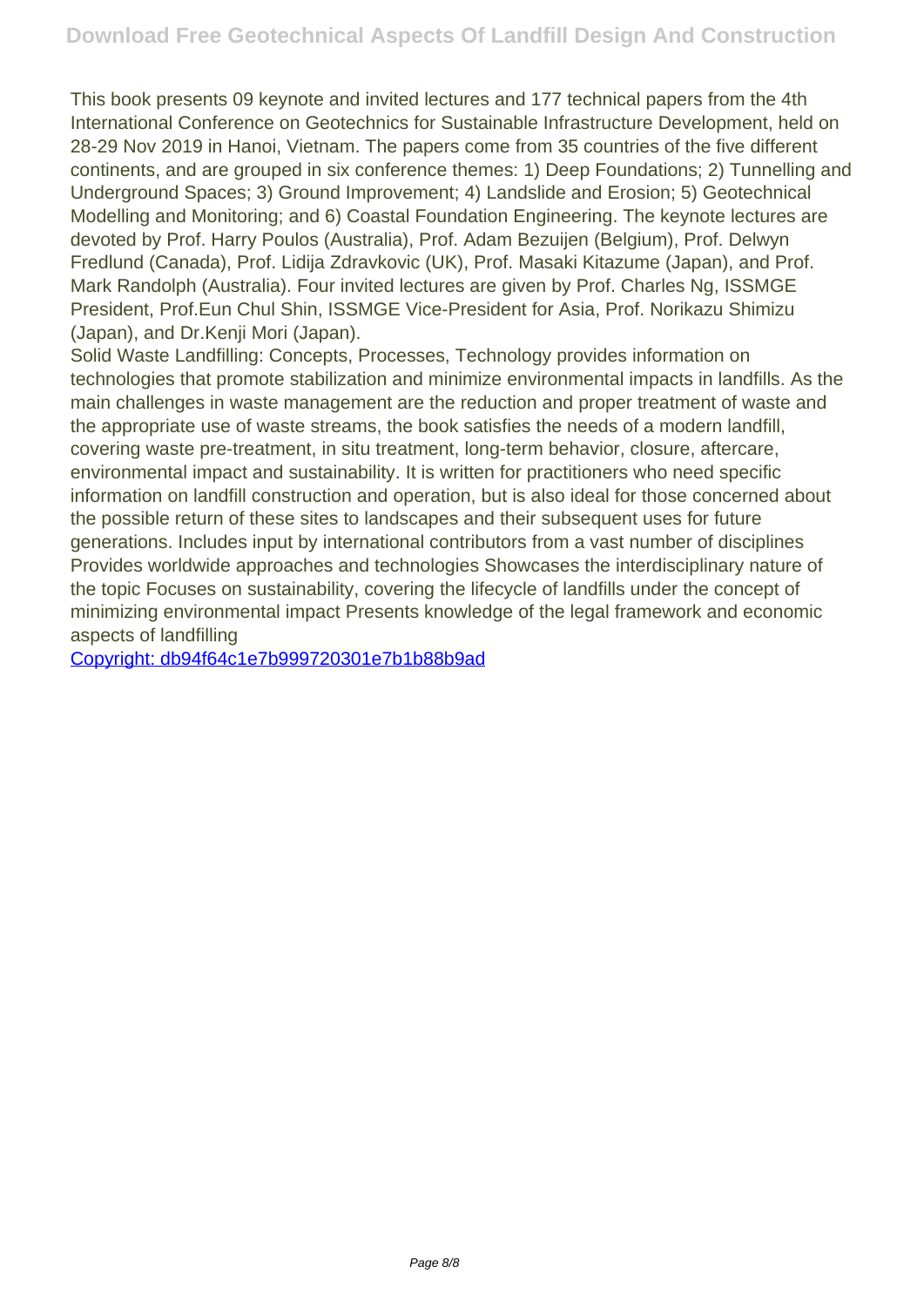This book presents 09 keynote and invited lectures and 177 technical papers from the 4th International Conference on Geotechnics for Sustainable Infrastructure Development, held on 28-29 Nov 2019 in Hanoi, Vietnam. The papers come from 35 countries of the five different continents, and are grouped in six conference themes: 1) Deep Foundations; 2) Tunnelling and Underground Spaces; 3) Ground Improvement; 4) Landslide and Erosion; 5) Geotechnical Modelling and Monitoring; and 6) Coastal Foundation Engineering. The keynote lectures are devoted by Prof. Harry Poulos (Australia), Prof. Adam Bezuijen (Belgium), Prof. Delwyn Fredlund (Canada), Prof. Lidija Zdravkovic (UK), Prof. Masaki Kitazume (Japan), and Prof. Mark Randolph (Australia). Four invited lectures are given by Prof. Charles Ng, ISSMGE President, Prof.Eun Chul Shin, ISSMGE Vice-President for Asia, Prof. Norikazu Shimizu (Japan), and Dr.Kenji Mori (Japan).

Solid Waste Landfilling: Concepts, Processes, Technology provides information on technologies that promote stabilization and minimize environmental impacts in landfills. As the main challenges in waste management are the reduction and proper treatment of waste and the appropriate use of waste streams, the book satisfies the needs of a modern landfill, covering waste pre-treatment, in situ treatment, long-term behavior, closure, aftercare, environmental impact and sustainability. It is written for practitioners who need specific information on landfill construction and operation, but is also ideal for those concerned about the possible return of these sites to landscapes and their subsequent uses for future generations. Includes input by international contributors from a vast number of disciplines Provides worldwide approaches and technologies Showcases the interdisciplinary nature of the topic Focuses on sustainability, covering the lifecycle of landfills under the concept of minimizing environmental impact Presents knowledge of the legal framework and economic aspects of landfilling

Copyright: db94f64c1e7b999720301e7b1b88b9ad